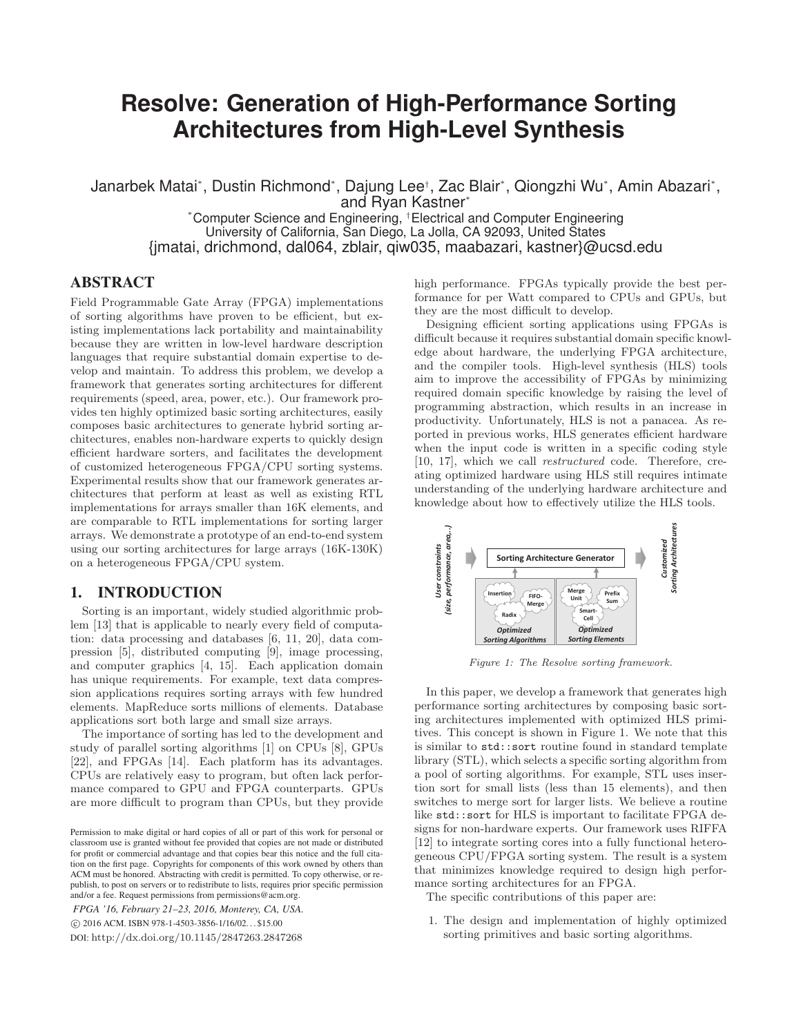# Resolve: Generation of High-Performance Sorting Architectures from High-Level Synthesis

Janarbek Matai*, Dustin Richmond*, Dajung Lee†, Zac Blair*, Qiongzhi Wu*, Amin Abazari*, and Ryan Kastner*

*Computer Science and Engineering, †Electrical and Computer Engineering
University of California, San Diego, La Jolla, CA 92093, United States
{jmatai, drichmond, dal064, zblair, qiw035, maabazari, kastner}@ucsd.edu

## ABSTRACT

Field Programmable Gate Array (FPGA) implementations of sorting algorithms have proven to be efficient, but existing implementations lack portability and maintainability because they are written in low-level hardware description languages that require substantial domain expertise to develop and maintain. To address this problem, we develop a framework that generates sorting architectures for different requirements (speed, area, power, etc.). Our framework provides ten highly optimized basic sorting architectures, easily composes basic architectures to generate hybrid sorting architectures, enables non-hardware experts to quickly design efficient hardware sorters, and facilitates the development of customized heterogeneous FPGA/CPU sorting systems. Experimental results show that our framework generates architectures that perform at least as well as existing RTL implementations for arrays smaller than 16K elements, and are comparable to RTL implementations for sorting larger arrays. We demonstrate a prototype of an end-to-end system using our sorting architectures for large arrays (16K-130K) on a heterogeneous FPGA/CPU system.

## 1. INTRODUCTION

Sorting is an important, widely studied algorithmic problem [13] that is applicable to nearly every field of computation: data processing and databases [6, 11, 20], data compression [5], distributed computing [9], image processing, and computer graphics [4, 15]. Each application domain has unique requirements. For example, text data compression applications requires sorting arrays with few hundred elements. MapReduce sorts millions of elements. Database applications sort both large and small size arrays.

The importance of sorting has led to the development and study of parallel sorting algorithms [1] on CPUs [8], GPUs [22], and FPGAs [14]. Each platform has its advantages. CPUs are relatively easy to program, but often lack performance compared to GPU and FPGA counterparts. GPUs are more difficult to program than CPUs, but they provide high performance. FPGAs typically provide the best performance for per Watt compared to CPUs and GPUs, but they are the most difficult to develop.

Designing efficient sorting applications using FPGAs is difficult because it requires substantial domain specific knowledge about hardware, the underlying FPGA architecture, and the compiler tools. High-level synthesis (HLS) tools aim to improve the accessibility of FPGAs by minimizing required domain specific knowledge by raising the level of programming abstraction, which results in an increase in productivity. Unfortunately, HLS is not a panacea. As reported in previous works, HLS generates efficient hardware when the input code is written in a specific coding style [10, 17], which we call *restructured* code. Therefore, creating optimized hardware using HLS still requires intimate understanding of the underlying hardware architecture and knowledge about how to effectively utilize the HLS tools.

*Figure 1: The Resolve sorting framework.*

In this paper, we develop a framework that generates high performance sorting architectures by composing basic sorting architectures implemented with optimized HLS primitives. This concept is shown in Figure 1. We note that this is similar to `std::sort` routine found in standard template library (STL), which selects a specific sorting algorithm from a pool of sorting algorithms. For example, STL uses insertion sort for small lists (less than 15 elements), and then switches to merge sort for larger lists. We believe a routine like `std::sort` for HLS is important to facilitate FPGA designs for non-hardware experts. Our framework uses RIFFA [12] to integrate sorting cores into a fully functional heterogeneous CPU/FPGA sorting system. The result is a system that minimizes knowledge required to design high performance sorting architectures for an FPGA.

The specific contributions of this paper are:

1. The design and implementation of highly optimized sorting primitives and basic sorting algorithms.

Permission to make digital or hard copies of all or part of this work for personal or classroom use is granted without fee provided that copies are not made or distributed for profit or commercial advantage and that copies bear this notice and the full citation on the first page. Copyrights for components of this work owned by others than ACM must be honored. Abstracting with credit is permitted. To copy otherwise, or republish, to post on servers or to redistribute to lists, requires prior specific permission and/or a fee. Request permissions from permissions@acm.org.

*FPGA '16, February 21–23, 2016, Monterey, CA, USA.*
© 2016 ACM. ISBN 978-1-4503-3856-1/16/02…$15.00
DOI: http://dx.doi.org/10.1145/2847263.2847268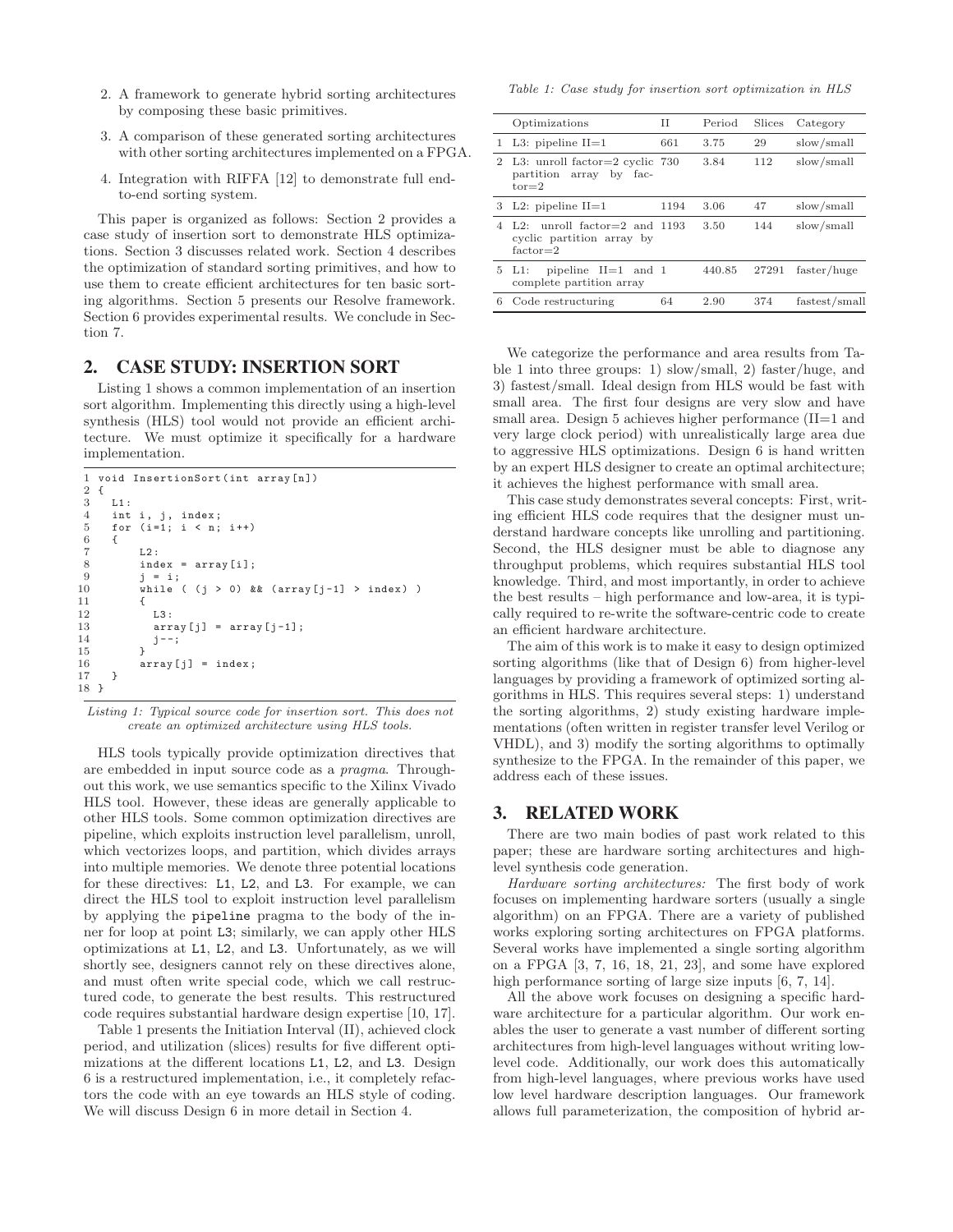2. A framework to generate hybrid sorting architectures by composing these basic primitives.
3. A comparison of these generated sorting architectures with other sorting architectures implemented on a FPGA.
4. Integration with RIFFA [12] to demonstrate full end-to-end sorting system.

This paper is organized as follows: Section 2 provides a case study of insertion sort to demonstrate HLS optimizations. Section 3 discusses related work. Section 4 describes the optimization of standard sorting primitives, and how to use them to create efficient architectures for ten basic sorting algorithms. Section 5 presents our Resolve framework. Section 6 provides experimental results. We conclude in Section 7.

## 2. CASE STUDY: INSERTION SORT

Listing 1 shows a common implementation of an insertion sort algorithm. Implementing this directly using a high-level synthesis (HLS) tool would not provide an efficient architecture. We must optimize it specifically for a hardware implementation.

```
1  void InsertionSort(int array[n])
2  {
3    L1:
4    int i, j, index;
5    for (i=1; i < n; i++)
6    {
7        L2:
8        index = array[i];
9        j = i;
10       while ( (j > 0) && (array[j-1] > index) )
11       {
12         L3:
13         array[j] = array[j-1];
14         j--;
15       }
16       array[j] = index;
17   }
18 }
```

*Listing 1: Typical source code for insertion sort. This does not create an optimized architecture using HLS tools.*

HLS tools typically provide optimization directives that are embedded in input source code as a *pragma*. Throughout this work, we use semantics specific to the Xilinx Vivado HLS tool. However, these ideas are generally applicable to other HLS tools. Some common optimization directives are pipeline, which exploits instruction level parallelism, unroll, which vectorizes loops, and partition, which divides arrays into multiple memories. We denote three potential locations for these directives: `L1`, `L2`, and `L3`. For example, we can direct the HLS tool to exploit instruction level parallelism by applying the `pipeline` pragma to the body of the inner for loop at point `L3`; similarly, we can apply other HLS optimizations at `L1`, `L2`, and `L3`. Unfortunately, as we will shortly see, designers cannot rely on these directives alone, and must often write special code, which we call restructured code, to generate the best results. This restructured code requires substantial hardware design expertise [10, 17].

Table 1 presents the Initiation Interval (II), achieved clock period, and utilization (slices) results for five different optimizations at the different locations `L1`, `L2`, and `L3`. Design 6 is a restructured implementation, i.e., it completely refactors the code with an eye towards an HLS style of coding. We will discuss Design 6 in more detail in Section 4.

*Table 1: Case study for insertion sort optimization in HLS*

| | Optimizations | II | Period | Slices | Category |
|---|---|---|---|---|---|
| 1 | L3: pipeline II=1 | 661 | 3.75 | 29 | slow/small |
| 2 | L3: unroll factor=2 cyclic partition array by factor=2 | 730 | 3.84 | 112 | slow/small |
| 3 | L2: pipeline II=1 | 1194 | 3.06 | 47 | slow/small |
| 4 | L2: unroll factor=2 and cyclic partition array by factor=2 | 1193 | 3.50 | 144 | slow/small |
| 5 | L1: pipeline II=1 and complete partition array | 1 | 440.85 | 27291 | faster/huge |
| 6 | Code restructuring | 64 | 2.90 | 374 | fastest/small |

We categorize the performance and area results from Table 1 into three groups: 1) slow/small, 2) faster/huge, and 3) fastest/small. Ideal design from HLS would be fast with small area. The first four designs are very slow and have small area. Design 5 achieves higher performance (II=1 and very large clock period) with unrealistically large area due to aggressive HLS optimizations. Design 6 is hand written by an expert HLS designer to create an optimal architecture; it achieves the highest performance with small area.

This case study demonstrates several concepts: First, writing efficient HLS code requires that the designer must understand hardware concepts like unrolling and partitioning. Second, the HLS designer must be able to diagnose any throughput problems, which requires substantial HLS tool knowledge. Third, and most importantly, in order to achieve the best results – high performance and low-area, it is typically required to re-write the software-centric code to create an efficient hardware architecture.

The aim of this work is to make it easy to design optimized sorting algorithms (like that of Design 6) from higher-level languages by providing a framework of optimized sorting algorithms in HLS. This requires several steps: 1) understand the sorting algorithms, 2) study existing hardware implementations (often written in register transfer level Verilog or VHDL), and 3) modify the sorting algorithms to optimally synthesize to the FPGA. In the remainder of this paper, we address each of these issues.

## 3. RELATED WORK

There are two main bodies of past work related to this paper; these are hardware sorting architectures and high-level synthesis code generation.

*Hardware sorting architectures:* The first body of work focuses on implementing hardware sorters (usually a single algorithm) on an FPGA. There are a variety of published works exploring sorting architectures on FPGA platforms. Several works have implemented a single sorting algorithm on a FPGA [3, 7, 16, 18, 21, 23], and some have explored high performance sorting of large size inputs [6, 7, 14].

All the above work focuses on designing a specific hardware architecture for a particular algorithm. Our work enables the user to generate a vast number of different sorting architectures from high-level languages without writing low-level code. Additionally, our work does this automatically from high-level languages, where previous works have used low level hardware description languages. Our framework allows full parameterization, the composition of hybrid ar-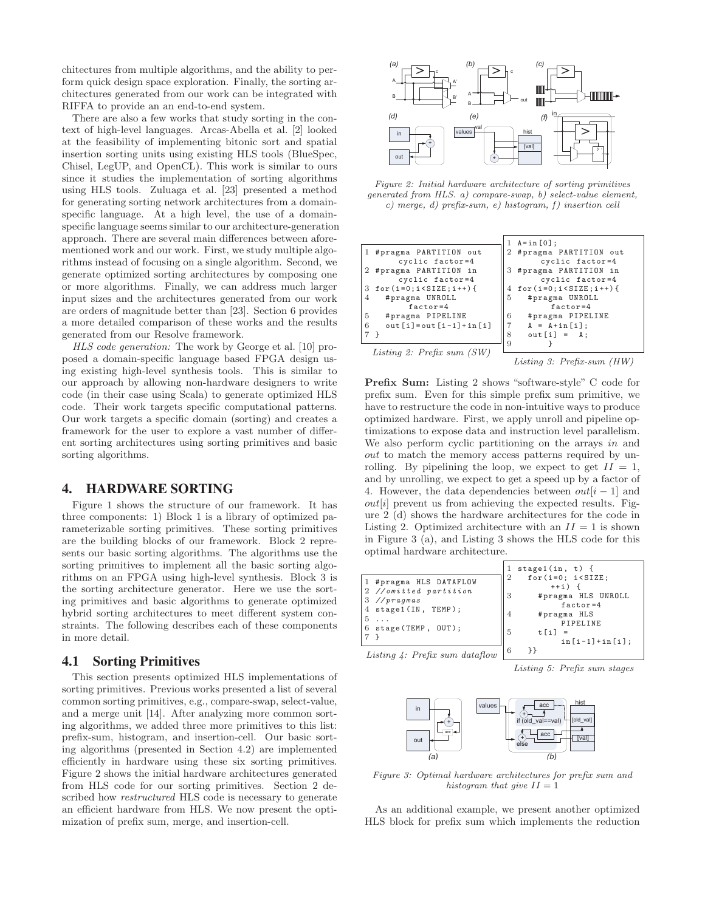chitectures from multiple algorithms, and the ability to perform quick design space exploration. Finally, the sorting architectures generated from our work can be integrated with RIFFA to provide an an end-to-end system.

There are also a few works that study sorting in the context of high-level languages. Arcas-Abella et al. [2] looked at the feasibility of implementing bitonic sort and spatial insertion sorting units using existing HLS tools (BlueSpec, Chisel, LegUP, and OpenCL). This work is similar to ours since it studies the implementation of sorting algorithms using HLS tools. Zuluaga et al. [23] presented a method for generating sorting network architectures from a domain-specific language. At a high level, the use of a domain-specific language seems similar to our architecture-generation approach. There are several main differences between aforementioned work and our work. First, we study multiple algorithms instead of focusing on a single algorithm. Second, we generate optimized sorting architectures by composing one or more algorithms. Finally, we can address much larger input sizes and the architectures generated from our work are orders of magnitude better than [23]. Section 6 provides a more detailed comparison of these works and the results generated from our Resolve framework.

*HLS code generation:* The work by George et al. [10] proposed a domain-specific language based FPGA design using existing high-level synthesis tools. This is similar to our approach by allowing non-hardware designers to write code (in their case using Scala) to generate optimized HLS code. Their work targets specific computational patterns. Our work targets a specific domain (sorting) and creates a framework for the user to explore a vast number of different sorting architectures using sorting primitives and basic sorting algorithms.

## 4. HARDWARE SORTING

Figure 1 shows the structure of our framework. It has three components: 1) Block 1 is a library of optimized parameterizable sorting primitives. These sorting primitives are the building blocks of our framework. Block 2 represents our basic sorting algorithms. The algorithms use the sorting primitives to implement all the basic sorting algorithms on an FPGA using high-level synthesis. Block 3 is the sorting architecture generator. Here we use the sorting primitives and basic algorithms to generate optimized hybrid sorting architectures to meet different system constraints. The following describes each of these components in more detail.

### 4.1 Sorting Primitives

This section presents optimized HLS implementations of sorting primitives. Previous works presented a list of several common sorting primitives, e.g., compare-swap, select-value, and a merge unit [14]. After analyzing more common sorting algorithms, we added three more primitives to this list: prefix-sum, histogram, and insertion-cell. Our basic sorting algorithms (presented in Section 4.2) are implemented efficiently in hardware using these six sorting primitives. Figure 2 shows the initial hardware architectures generated from HLS code for our sorting primitives. Section 2 described how *restructured* HLS code is necessary to generate an efficient hardware from HLS. We now present the optimization of prefix sum, merge, and insertion-cell.

*Figure 2: Initial hardware architecture of sorting primitives generated from HLS. a) compare-swap, b) select-value element, c) merge, d) prefix-sum, e) histogram, f) insertion cell*

```
1 #pragma PARTITION out
      cyclic factor=4
2 #pragma PARTITION in
      cyclic factor=4
3 for(i=0;i<SIZE;i++){
4    #pragma UNROLL
        factor=4
5    #pragma PIPELINE
6    out[i]=out[i-1]+in[i]
7 }
```

*Listing 2: Prefix sum (SW)*

```
1 A=in[0];
2 #pragma PARTITION out
      cyclic factor=4
3 #pragma PARTITION in
      cyclic factor=4
4 for(i=0;i<SIZE;i++){
5    #pragma UNROLL
        factor=4
6    #pragma PIPELINE
7    A = A+in[i];
8    out[i] =  A;
9       }
```

*Listing 3: Prefix-sum (HW)*

**Prefix Sum:** Listing 2 shows "software-style" C code for prefix sum. Even for this simple prefix sum primitive, we have to restructure the code in non-intuitive ways to produce optimized hardware. First, we apply unroll and pipeline optimizations to expose data and instruction level parallelism. We also perform cyclic partitioning on the arrays *in* and *out* to match the memory access patterns required by unrolling. By pipelining the loop, we expect to get $II = 1$, and by unrolling, we expect to get a speed up by a factor of 4. However, the data dependencies between $out[i-1]$ and $out[i]$ prevent us from achieving the expected results. Figure 2 (d) shows the hardware architectures for the code in Listing 2. Optimized architecture with an $II = 1$ is shown in Figure 3 (a), and Listing 3 shows the HLS code for this optimal hardware architecture.

```
1 #pragma HLS DATAFLOW
2 //omitted partition
3 //pragmas
4 stage1(IN, TEMP);
5 ...
6 stage(TEMP, OUT);
7 }
```

*Listing 4: Prefix sum dataflow*

```
1 stage1(in, t) {
2   for(i=0; i<SIZE;
        ++i) {
3     #pragma HLS UNROLL
          factor=4
4     #pragma HLS
          PIPELINE
5     t[i] =
          in[i-1]+in[i];
6   }}
```

*Listing 5: Prefix sum stages*

*Figure 3: Optimal hardware architectures for prefix sum and histogram that give $II = 1$*

As an additional example, we present another optimized HLS block for prefix sum which implements the reduction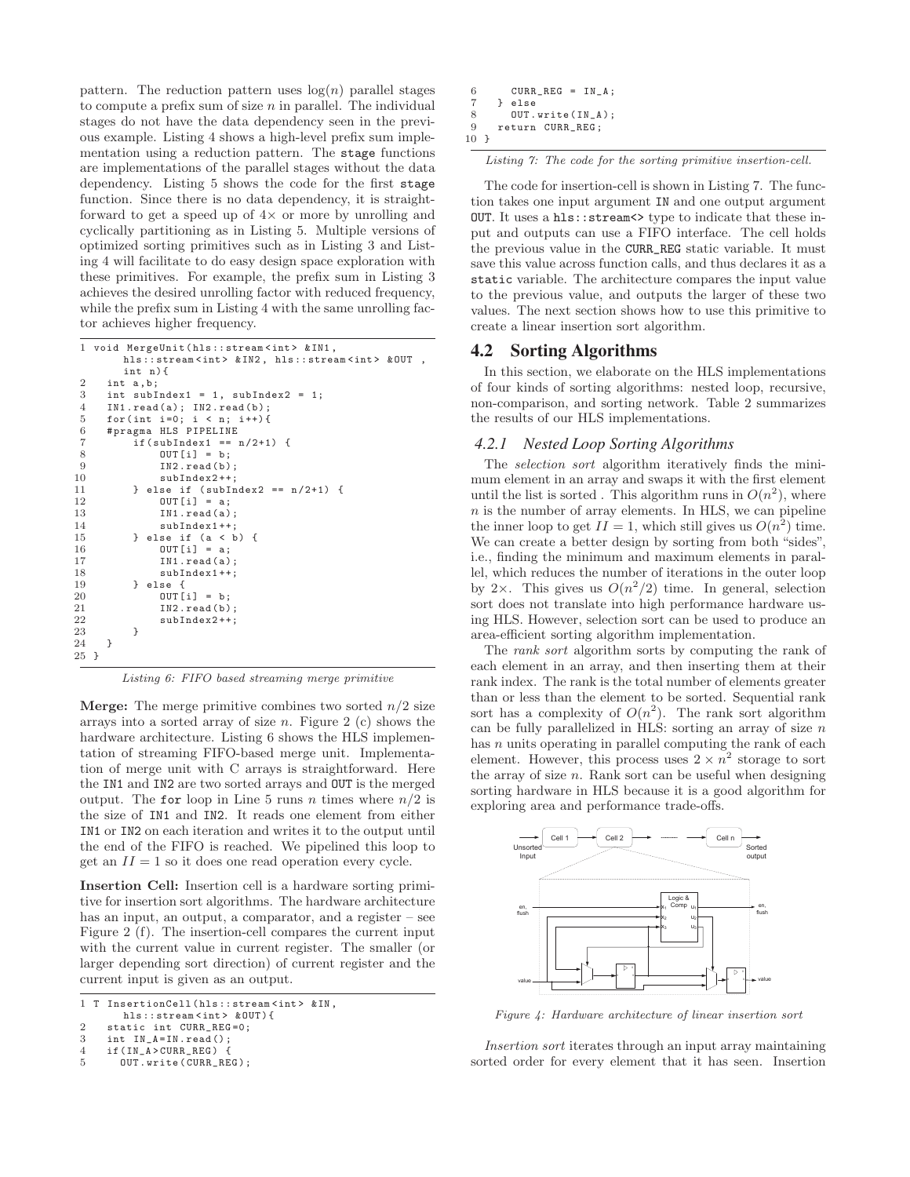pattern. The reduction pattern uses $\log(n)$ parallel stages to compute a prefix sum of size $n$ in parallel. The individual stages do not have the data dependency seen in the previous example. Listing 4 shows a high-level prefix sum implementation using a reduction pattern. The `stage` functions are implementations of the parallel stages without the data dependency. Listing 5 shows the code for the first `stage` function. Since there is no data dependency, it is straightforward to get a speed up of 4× or more by unrolling and cyclically partitioning as in Listing 5. Multiple versions of optimized sorting primitives such as in Listing 3 and Listing 4 will facilitate to do easy design space exploration with these primitives. For example, the prefix sum in Listing 3 achieves the desired unrolling factor with reduced frequency, while the prefix sum in Listing 4 with the same unrolling factor achieves higher frequency.

```
1 void MergeUnit(hls::stream<int> &IN1,
      hls::stream<int> &IN2, hls::stream<int> &OUT ,
      int n){
2   int a,b;
3   int subIndex1 = 1, subIndex2 = 1;
4   IN1.read(a); IN2.read(b);
5   for(int i=0; i < n; i++){
6   #pragma HLS PIPELINE
7       if(subIndex1 == n/2+1) {
8           OUT[i] = b;
9           IN2.read(b);
10          subIndex2++;
11      } else if (subIndex2 == n/2+1) {
12          OUT[i] = a;
13          IN1.read(a);
14          subIndex1++;
15      } else if (a < b) {
16          OUT[i] = a;
17          IN1.read(a);
18          subIndex1++;
19      } else {
20          OUT[i] = b;
21          IN2.read(b);
22          subIndex2++;
23      }
24  }
25 }
```

*Listing 6: FIFO based streaming merge primitive*

**Merge:** The merge primitive combines two sorted $n/2$ size arrays into a sorted array of size $n$. Figure 2 (c) shows the hardware architecture. Listing 6 shows the HLS implementation of streaming FIFO-based merge unit. Implementation of merge unit with C arrays is straightforward. Here the `IN1` and `IN2` are two sorted arrays and `OUT` is the merged output. The `for` loop in Line 5 runs $n$ times where $n/2$ is the size of `IN1` and `IN2`. It reads one element from either `IN1` or `IN2` on each iteration and writes it to the output until the end of the FIFO is reached. We pipelined this loop to get an $II = 1$ so it does one read operation every cycle.

**Insertion Cell:** Insertion cell is a hardware sorting primitive for insertion sort algorithms. The hardware architecture has an input, an output, a comparator, and a register – see Figure 2 (f). The insertion-cell compares the current input with the current value in current register. The smaller (or larger depending sort direction) of current register and the current input is given as an output.

```
1 T InsertionCell(hls::stream<int> &IN,
      hls::stream<int> &OUT){
2   static int CURR_REG=0;
3   int IN_A=IN.read();
4   if(IN_A>CURR_REG) {
5     OUT.write(CURR_REG);
6     CURR_REG = IN_A;
7   } else
8     OUT.write(IN_A);
9   return CURR_REG;
10 }
```

*Listing 7: The code for the sorting primitive insertion-cell.*

The code for insertion-cell is shown in Listing 7. The function takes one input argument `IN` and one output argument `OUT`. It uses a `hls::stream<>` type to indicate that these input and outputs can use a FIFO interface. The cell holds the previous value in the `CURR_REG` static variable. It must save this value across function calls, and thus declares it as a `static` variable. The architecture compares the input value to the previous value, and outputs the larger of these two values. The next section shows how to use this primitive to create a linear insertion sort algorithm.

## 4.2 Sorting Algorithms

In this section, we elaborate on the HLS implementations of four kinds of sorting algorithms: nested loop, recursive, non-comparison, and sorting network. Table 2 summarizes the results of our HLS implementations.

### 4.2.1 Nested Loop Sorting Algorithms

The *selection sort* algorithm iteratively finds the minimum element in an array and swaps it with the first element until the list is sorted . This algorithm runs in $O(n^2)$, where $n$ is the number of array elements. In HLS, we can pipeline the inner loop to get $II = 1$, which still gives us $O(n^2)$ time. We can create a better design by sorting from both "sides", i.e., finding the minimum and maximum elements in parallel, which reduces the number of iterations in the outer loop by 2×. This gives us $O(n^2/2)$ time. In general, selection sort does not translate into high performance hardware using HLS. However, selection sort can be used to produce an area-efficient sorting algorithm implementation.

The *rank sort* algorithm sorts by computing the rank of each element in an array, and then inserting them at their rank index. The rank is the total number of elements greater than or less than the element to be sorted. Sequential rank sort has a complexity of $O(n^2)$. The rank sort algorithm can be fully parallelized in HLS: sorting an array of size $n$ has $n$ units operating in parallel computing the rank of each element. However, this process uses $2 \times n^2$ storage to sort the array of size $n$. Rank sort can be useful when designing sorting hardware in HLS because it is a good algorithm for exploring area and performance trade-offs.

*Figure 4: Hardware architecture of linear insertion sort*

*Insertion sort* iterates through an input array maintaining sorted order for every element that it has seen. Insertion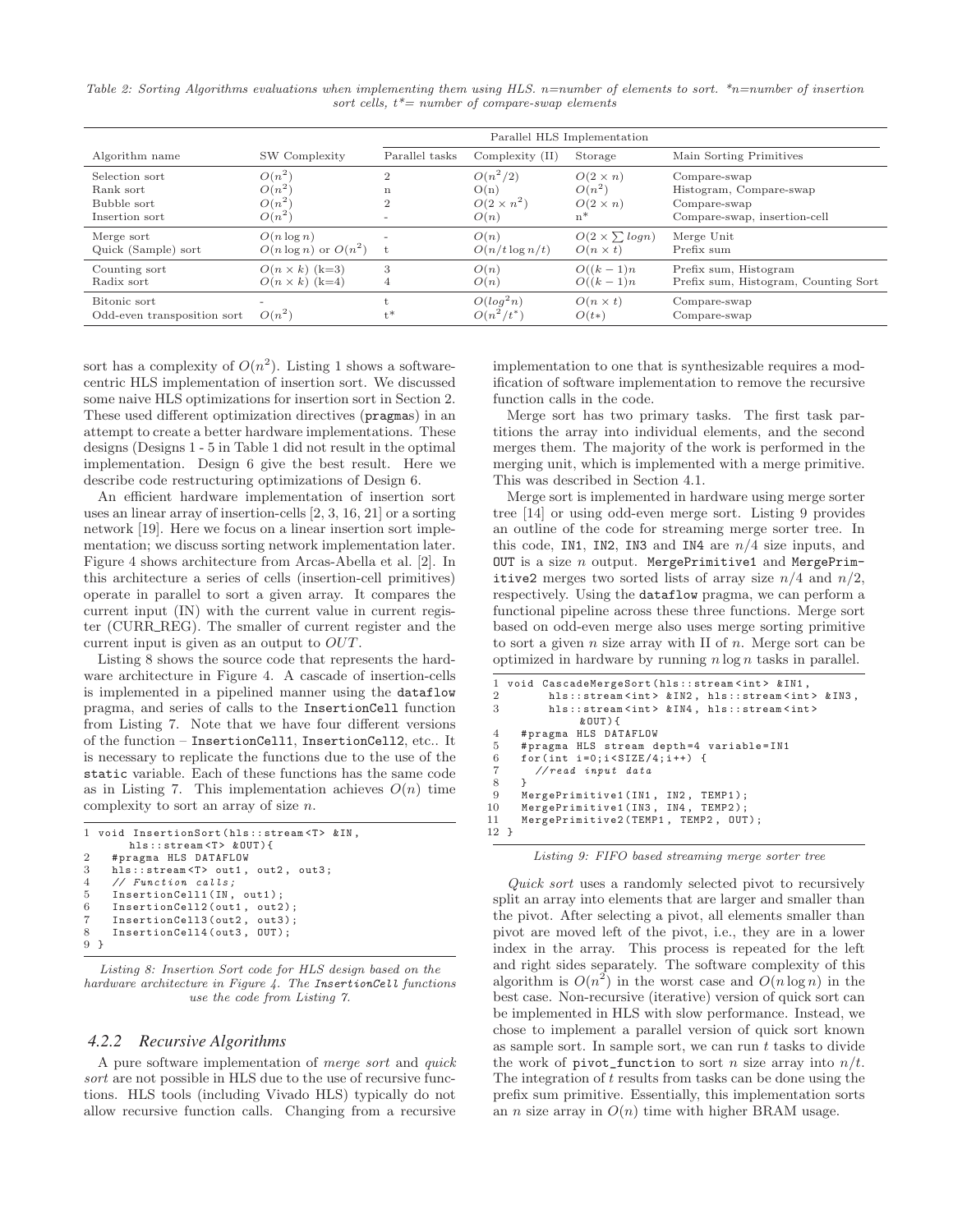Table 2: Sorting Algorithms evaluations when implementing them using HLS. n=number of elements to sort. *n=number of insertion sort cells, t*= number of compare-swap elements

| Algorithm name | SW Complexity | Parallel HLS Implementation | | | |
|---|---|---|---|---|---|
| | | Parallel tasks | Complexity (II) | Storage | Main Sorting Primitives |
| Selection sort | $O(n^2)$ | 2 | $O(n^2/2)$ | $O(2 \times n)$ | Compare-swap |
| Rank sort | $O(n^2)$ | n | O(n) | $O(n^2)$ | Histogram, Compare-swap |
| Bubble sort | $O(n^2)$ | 2 | $O(2 \times n^2)$ | $O(2 \times n)$ | Compare-swap |
| Insertion sort | $O(n^2)$ | - | $O(n)$ | n* | Compare-swap, insertion-cell |
| Merge sort | $O(n \log n)$ | - | $O(n)$ | $O(2 \times \sum logn)$ | Merge Unit |
| Quick (Sample) sort | $O(n \log n)$ or $O(n^2)$ | t | $O(n/t \log n/t)$ | $O(n \times t)$ | Prefix sum |
| Counting sort | $O(n \times k)$ (k=3) | 3 | $O(n)$ | $O((k-1)n$ | Prefix sum, Histogram |
| Radix sort | $O(n \times k)$ (k=4) | 4 | $O(n)$ | $O((k-1)n$ | Prefix sum, Histogram, Counting Sort |
| Bitonic sort | - | t | $O(log^2 n)$ | $O(n \times t)$ | Compare-swap |
| Odd-even transposition sort | $O(n^2)$ | t* | $O(n^2/t^*)$ | $O(t*)$ | Compare-swap |

sort has a complexity of $O(n^2)$. Listing 1 shows a software-centric HLS implementation of insertion sort. We discussed some naive HLS optimizations for insertion sort in Section 2. These used different optimization directives (pragmas) in an attempt to create a better hardware implementations. These designs (Designs 1 - 5 in Table 1 did not result in the optimal implementation. Design 6 give the best result. Here we describe code restructuring optimizations of Design 6.

An efficient hardware implementation of insertion sort uses an linear array of insertion-cells [2, 3, 16, 21] or a sorting network [19]. Here we focus on a linear insertion sort implementation; we discuss sorting network implementation later. Figure 4 shows architecture from Arcas-Abella et al. [2]. In this architecture a series of cells (insertion-cell primitives) operate in parallel to sort a given array. It compares the current input (IN) with the current value in current register (CURR_REG). The smaller of current register and the current input is given as an output to *OUT*.

Listing 8 shows the source code that represents the hardware architecture in Figure 4. A cascade of insertion-cells is implemented in a pipelined manner using the `dataflow` pragma, and series of calls to the `InsertionCell` function from Listing 7. Note that we have four different versions of the function – `InsertionCell1`, `InsertionCell2`, etc.. It is necessary to replicate the functions due to the use of the `static` variable. Each of these functions has the same code as in Listing 7. This implementation achieves $O(n)$ time complexity to sort an array of size $n$.

```
1 void InsertionSort(hls::stream<T> &IN,
      hls::stream<T> &OUT){
2   #pragma HLS DATAFLOW
3   hls::stream<T> out1, out2, out3;
4   // Function calls;
5   InsertionCell1(IN, out1);
6   InsertionCell2(out1, out2);
7   InsertionCell3(out2, out3);
8   InsertionCell4(out3, OUT);
9 }
```

*Listing 8: Insertion Sort code for HLS design based on the hardware architecture in Figure 4. The InsertionCell functions use the code from Listing 7.*

### 4.2.2 Recursive Algorithms

A pure software implementation of *merge sort* and *quick sort* are not possible in HLS due to the use of recursive functions. HLS tools (including Vivado HLS) typically do not allow recursive function calls. Changing from a recursive implementation to one that is synthesizable requires a modification of software implementation to remove the recursive function calls in the code.

Merge sort has two primary tasks. The first task partitions the array into individual elements, and the second merges them. The majority of the work is performed in the merging unit, which is implemented with a merge primitive. This was described in Section 4.1.

Merge sort is implemented in hardware using merge sorter tree [14] or using odd-even merge sort. Listing 9 provides an outline of the code for streaming merge sorter tree. In this code, `IN1`, `IN2`, `IN3` and `IN4` are $n/4$ size inputs, and `OUT` is a size $n$ output. `MergePrimitive1` and `MergePrimitive2` merges two sorted lists of array size $n/4$ and $n/2$, respectively. Using the `dataflow` pragma, we can perform a functional pipeline across these three functions. Merge sort based on odd-even merge also uses merge sorting primitive to sort a given $n$ size array with II of $n$. Merge sort can be optimized in hardware by running $n \log n$ tasks in parallel.

```
1  void CascadeMergeSort(hls::stream<int> &IN1,
2        hls::stream<int> &IN2, hls::stream<int> &IN3,
3        hls::stream<int> &IN4, hls::stream<int>
           &OUT){
4    #pragma HLS DATAFLOW
5    #pragma HLS stream depth=4 variable=IN1
6    for(int i=0;i<SIZE/4;i++) {
7      //read input data
8    }
9    MergePrimitive1(IN1, IN2, TEMP1);
10   MergePrimitive1(IN3, IN4, TEMP2);
11   MergePrimitive2(TEMP1, TEMP2, OUT);
12 }
```

*Listing 9: FIFO based streaming merge sorter tree*

*Quick sort* uses a randomly selected pivot to recursively split an array into elements that are larger and smaller than the pivot. After selecting a pivot, all elements smaller than pivot are moved left of the pivot, i.e., they are in a lower index in the array. This process is repeated for the left and right sides separately. The software complexity of this algorithm is $O(n^2)$ in the worst case and $O(n \log n)$ in the best case. Non-recursive (iterative) version of quick sort can be implemented in HLS with slow performance. Instead, we chose to implement a parallel version of quick sort known as sample sort. In sample sort, we can run $t$ tasks to divide the work of `pivot_function` to sort $n$ size array into $n/t$. The integration of $t$ results from tasks can be done using the prefix sum primitive. Essentially, this implementation sorts an $n$ size array in $O(n)$ time with higher BRAM usage.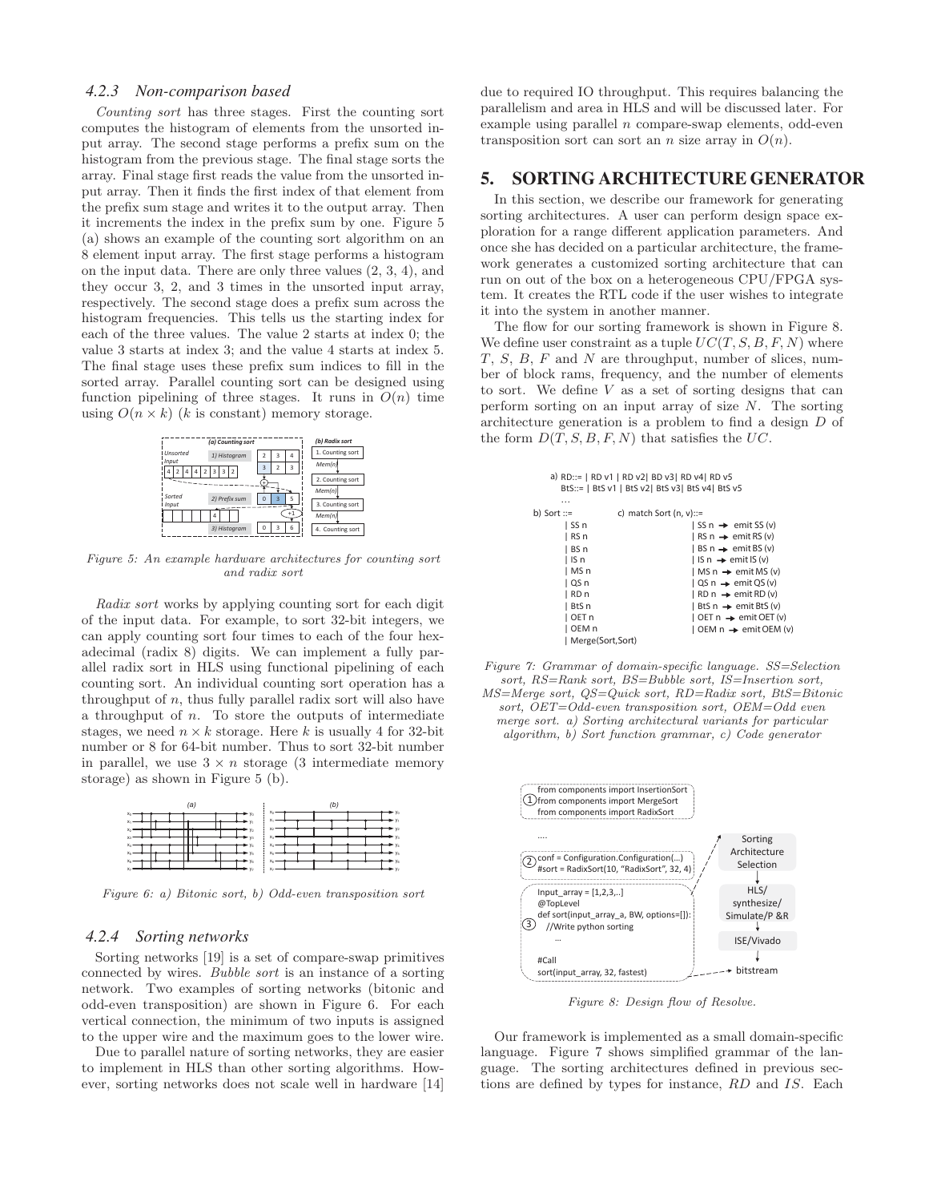### 4.2.3 Non-comparison based

*Counting sort* has three stages. First the counting sort computes the histogram of elements from the unsorted input array. The second stage performs a prefix sum on the histogram from the previous stage. The final stage sorts the array. Final stage first reads the value from the unsorted input array. Then it finds the first index of that element from the prefix sum stage and writes it to the output array. Then it increments the index in the prefix sum by one. Figure 5 (a) shows an example of the counting sort algorithm on an 8 element input array. The first stage performs a histogram on the input data. There are only three values (2, 3, 4), and they occur 3, 2, and 3 times in the unsorted input array, respectively. The second stage does a prefix sum across the histogram frequencies. This tells us the starting index for each of the three values. The value 2 starts at index 0; the value 3 starts at index 3; and the value 4 starts at index 5. The final stage uses these prefix sum indices to fill in the sorted array. Parallel counting sort can be designed using function pipelining of three stages. It runs in $O(n)$ time using $O(n \times k)$ ($k$ is constant) memory storage.

*Figure 5: An example hardware architectures for counting sort and radix sort*

*Radix sort* works by applying counting sort for each digit of the input data. For example, to sort 32-bit integers, we can apply counting sort four times to each of the four hexadecimal (radix 8) digits. We can implement a fully parallel radix sort in HLS using functional pipelining of each counting sort. An individual counting sort operation has a throughput of $n$, thus fully parallel radix sort will also have a throughput of $n$. To store the outputs of intermediate stages, we need $n \times k$ storage. Here $k$ is usually 4 for 32-bit number or 8 for 64-bit number. Thus to sort 32-bit number in parallel, we use $3 \times n$ storage (3 intermediate memory storage) as shown in Figure 5 (b).

*Figure 6: a) Bitonic sort, b) Odd-even transposition sort*

### 4.2.4 Sorting networks

Sorting networks [19] is a set of compare-swap primitives connected by wires. *Bubble sort* is an instance of a sorting network. Two examples of sorting networks (bitonic and odd-even transposition) are shown in Figure 6. For each vertical connection, the minimum of two inputs is assigned to the upper wire and the maximum goes to the lower wire.

Due to parallel nature of sorting networks, they are easier to implement in HLS than other sorting algorithms. However, sorting networks does not scale well in hardware [14] due to required IO throughput. This requires balancing the parallelism and area in HLS and will be discussed later. For example using parallel $n$ compare-swap elements, odd-even transposition sort can sort an $n$ size array in $O(n)$.

## 5. SORTING ARCHITECTURE GENERATOR

In this section, we describe our framework for generating sorting architectures. A user can perform design space exploration for a range different application parameters. And once she has decided on a particular architecture, the framework generates a customized sorting architecture that can run on out of the box on a heterogeneous CPU/FPGA system. It creates the RTL code if the user wishes to integrate it into the system in another manner.

The flow for our sorting framework is shown in Figure 8. We define user constraint as a tuple $UC(T, S, B, F, N)$ where $T$, $S$, $B$, $F$ and $N$ are throughput, number of slices, number of block rams, frequency, and the number of elements to sort. We define $V$ as a set of sorting designs that can perform sorting on an input array of size $N$. The sorting architecture generation is a problem to find a design $D$ of the form $D(T, S, B, F, N)$ that satisfies the $UC$.

```
a) RD::= | RD v1 | RD v2| BD v3| RD v4| RD v5
   BtS::= | BtS v1 | BtS v2| BtS v3| BtS v4| BtS v5
   ...
b) Sort ::=            c) match Sort (n, v)::=
   | SS n                 | SS n → emit SS (v)
   | RS n                 | RS n → emit RS (v)
   | BS n                 | BS n → emit BS (v)
   | IS n                 | IS n → emit IS (v)
   | MS n                 | MS n → emit MS (v)
   | QS n                 | QS n → emit QS (v)
   | RD n                 | RD n → emit RD (v)
   | BtS n                | BtS n → emit BtS (v)
   | OET n                | OET n → emit OET (v)
   | OEM n                | OEM n → emit OEM (v)
   | Merge(Sort,Sort)
```

*Figure 7: Grammar of domain-specific language. SS=Selection sort, RS=Rank sort, BS=Bubble sort, IS=Insertion sort, MS=Merge sort, QS=Quick sort, RD=Radix sort, BtS=Bitonic sort, OET=Odd-even transposition sort, OEM=Odd even merge sort. a) Sorting architectural variants for particular algorithm, b) Sort function grammar, c) Code generator*

```
① from components import InsertionSort
  from components import MergeSort
  from components import RadixSort
  ....
② conf = Configuration.Configuration(...)
  #sort = RadixSort(10, "RadixSort", 32, 4)
③ Input_array = [1,2,3,..]
  @TopLevel
  def sort(input_array_a, BW, options=[]):
    //Write python sorting
    ...
  #Call
  sort(input_array, 32, fastest)
```

Sorting Architecture Selection → HLS/synthesize/Simulate/P &R → ISE/Vivado → bitstream

*Figure 8: Design flow of Resolve.*

Our framework is implemented as a small domain-specific language. Figure 7 shows simplified grammar of the language. The sorting architectures defined in previous sections are defined by types for instance, $RD$ and $IS$. Each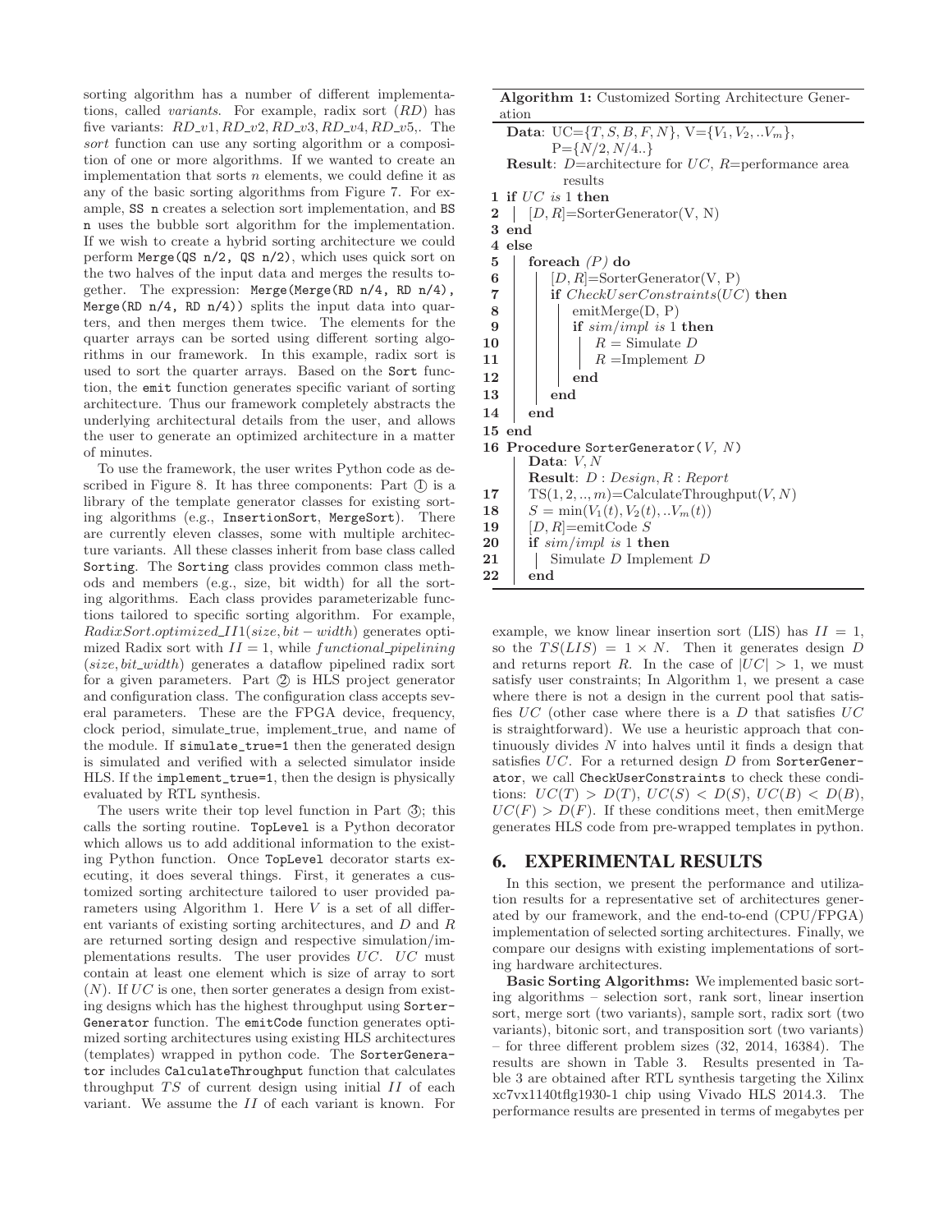sorting algorithm has a number of different implementations, called *variants*. For example, radix sort ($RD$) has five variants: $RD\_v1, RD\_v2, RD\_v3, RD\_v4, RD\_v5$,. The *sort* function can use any sorting algorithm or a composition of one or more algorithms. If we wanted to create an implementation that sorts $n$ elements, we could define it as any of the basic sorting algorithms from Figure 7. For example, `SS n` creates a selection sort implementation, and `BS n` uses the bubble sort algorithm for the implementation. If we wish to create a hybrid sorting architecture we could perform `Merge(QS n/2, QS n/2)`, which uses quick sort on the two halves of the input data and merges the results together. The expression: `Merge(Merge(RD n/4, RD n/4), Merge(RD n/4, RD n/4))` splits the input data into quarters, and then merges them twice. The elements for the quarter arrays can be sorted using different sorting algorithms in our framework. In this example, radix sort is used to sort the quarter arrays. Based on the `Sort` function, the `emit` function generates specific variant of sorting architecture. Thus our framework completely abstracts the underlying architectural details from the user, and allows the user to generate an optimized architecture in a matter of minutes.

To use the framework, the user writes Python code as described in Figure 8. It has three components: Part ① is a library of the template generator classes for existing sorting algorithms (e.g., `InsertionSort`, `MergeSort`). There are currently eleven classes, some with multiple architecture variants. All these classes inherit from base class called `Sorting`. The `Sorting` class provides common class methods and members (e.g., size, bit width) for all the sorting algorithms. Each class provides parameterizable functions tailored to specific sorting algorithm. For example, $RadixSort.optimized\_II1(size, bit-width)$ generates optimized Radix sort with $II = 1$, while $functional\_pipelining$ $(size, bit\_width)$ generates a dataflow pipelined radix sort for a given parameters. Part ② is HLS project generator and configuration class. The configuration class accepts several parameters. These are the FPGA device, frequency, clock period, simulate_true, implement_true, and name of the module. If `simulate_true=1` then the generated design is simulated and verified with a selected simulator inside HLS. If the `implement_true=1`, then the design is physically evaluated by RTL synthesis.

The users write their top level function in Part ③; this calls the sorting routine. `TopLevel` is a Python decorator which allows us to add additional information to the existing Python function. Once `TopLevel` decorator starts executing, it does several things. First, it generates a customized sorting architecture tailored to user provided parameters using Algorithm 1. Here $V$ is a set of all different variants of existing sorting architectures, and $D$ and $R$ are returned sorting design and respective simulation/implementations results. The user provides $UC$. $UC$ must contain at least one element which is size of array to sort ($N$). If $UC$ is one, then sorter generates a design from existing designs which has the highest throughput using `SorterGenerator` function. The `emitCode` function generates optimized sorting architectures using existing HLS architectures (templates) wrapped in python code. The `SorterGenerator` includes `CalculateThroughput` function that calculates throughput $TS$ of current design using initial $II$ of each variant. We assume the $II$ of each variant is known. For

**Algorithm 1:** Customized Sorting Architecture Generation

```
   Data: UC={T, S, B, F, N}, V={V1, V2, ..Vm},
         P={N/2, N/4..}
   Result: D=architecture for UC, R=performance area
           results
 1 if UC is 1 then
 2 |  [D, R]=SorterGenerator(V, N)
 3 end
 4 else
 5 |  foreach (P) do
 6 |  |  [D, R]=SorterGenerator(V, P)
 7 |  |  if CheckUserConstraints(UC) then
 8 |  |  |  emitMerge(D, P)
 9 |  |  |  if sim/impl is 1 then
10 |  |  |  |  R = Simulate D
11 |  |  |  |  R =Implement D
12 |  |  |  end
13 |  |  end
14 |  end
15 end
16 Procedure SorterGenerator(V, N)
   |  Data: V, N
   |  Result: D : Design, R : Report
17 |  TS(1, 2, .., m)=CalculateThroughput(V, N)
18 |  S = min(V1(t), V2(t), ..Vm(t))
19 |  [D, R]=emitCode S
20 |  if sim/impl is 1 then
21 |  |  Simulate D Implement D
22 |  end
```

example, we know linear insertion sort (LIS) has $II = 1$, so the $TS(LIS) = 1 \times N$. Then it generates design $D$ and returns report $R$. In the case of $|UC| > 1$, we must satisfy user constraints; In Algorithm 1, we present a case where there is not a design in the current pool that satisfies $UC$ (other case where there is a $D$ that satisfies $UC$ is straightforward). We use a heuristic approach that continuously divides $N$ into halves until it finds a design that satisfies $UC$. For a returned design $D$ from `SorterGenerator`, we call `CheckUserConstraints` to check these conditions: $UC(T) > D(T)$, $UC(S) < D(S)$, $UC(B) < D(B)$, $UC(F) > D(F)$. If these conditions meet, then emitMerge generates HLS code from pre-wrapped templates in python.

## 6. EXPERIMENTAL RESULTS

In this section, we present the performance and utilization results for a representative set of architectures generated by our framework, and the end-to-end (CPU/FPGA) implementation of selected sorting architectures. Finally, we compare our designs with existing implementations of sorting hardware architectures.

**Basic Sorting Algorithms:** We implemented basic sorting algorithms – selection sort, rank sort, linear insertion sort, merge sort (two variants), sample sort, radix sort (two variants), bitonic sort, and transposition sort (two variants) – for three different problem sizes (32, 2014, 16384). The results are shown in Table 3. Results presented in Table 3 are obtained after RTL synthesis targeting the Xilinx xc7vx1140tflg1930-1 chip using Vivado HLS 2014.3. The performance results are presented in terms of megabytes per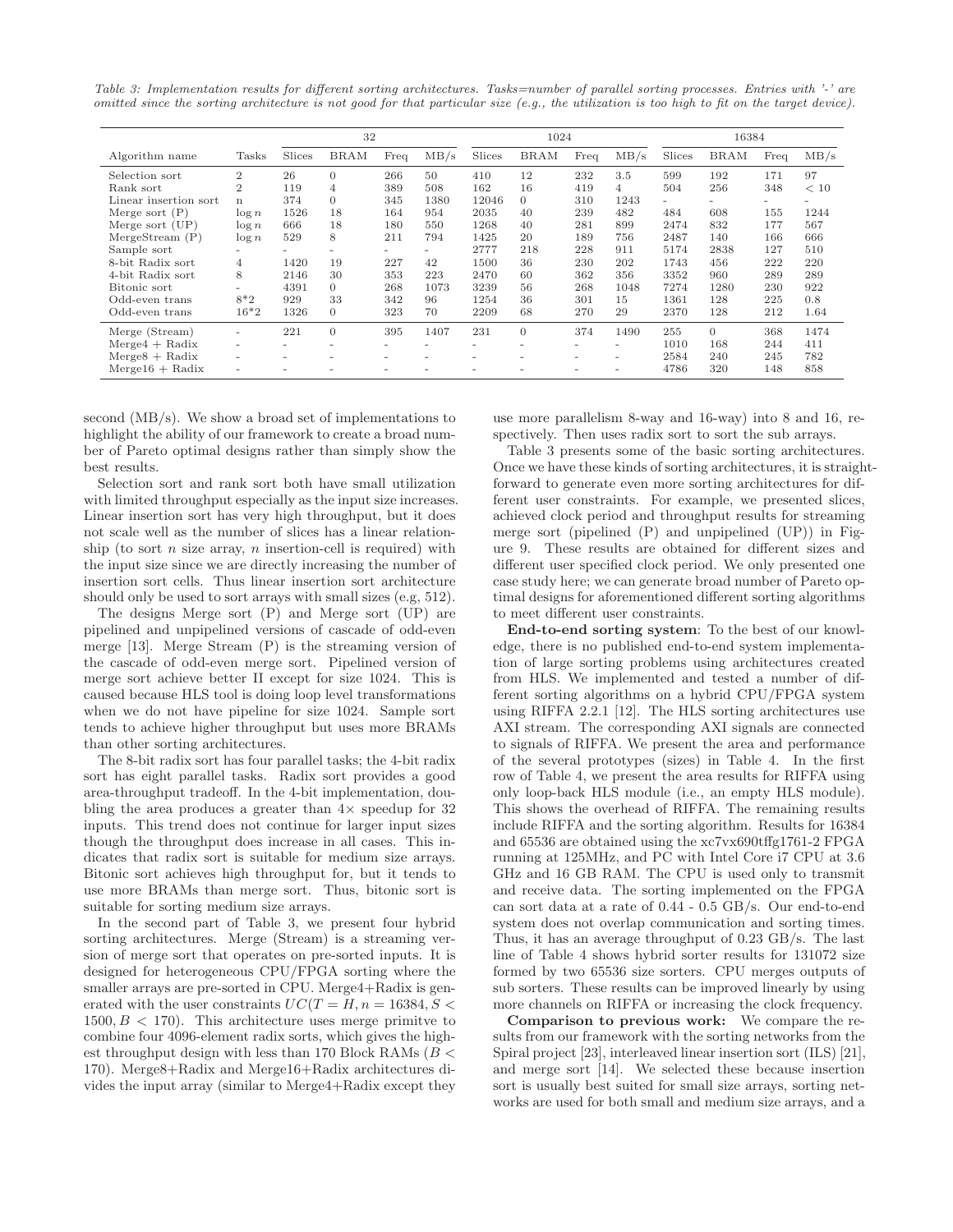Table 3: Implementation results for different sorting architectures. Tasks=number of parallel sorting processes. Entries with '-' are omitted since the sorting architecture is not good for that particular size (e.g., the utilization is too high to fit on the target device).

| | | 32 | | | | 1024 | | | | 16384 | | | |
|---|---|---|---|---|---|---|---|---|---|---|---|---|---|
| Algorithm name | Tasks | Slices | BRAM | Freq | MB/s | Slices | BRAM | Freq | MB/s | Slices | BRAM | Freq | MB/s |
| Selection sort | 2 | 26 | 0 | 266 | 50 | 410 | 12 | 232 | 3.5 | 599 | 192 | 171 | 97 |
| Rank sort | 2 | 119 | 4 | 389 | 508 | 162 | 16 | 419 | 4 | 504 | 256 | 348 | < 10 |
| Linear insertion sort | n | 374 | 0 | 345 | 1380 | 12046 | 0 | 310 | 1243 | - | - | - | - |
| Merge sort (P) | $\log n$ | 1526 | 18 | 164 | 954 | 2035 | 40 | 239 | 482 | 484 | 608 | 155 | 1244 |
| Merge sort (UP) | $\log n$ | 666 | 18 | 180 | 550 | 1268 | 40 | 281 | 899 | 2474 | 832 | 177 | 567 |
| MergeStream (P) | $\log n$ | 529 | 8 | 211 | 794 | 1425 | 20 | 189 | 756 | 2487 | 140 | 166 | 666 |
| Sample sort | - | - | - | - | - | 2777 | 218 | 228 | 911 | 5174 | 2838 | 127 | 510 |
| 8-bit Radix sort | 4 | 1420 | 19 | 227 | 42 | 1500 | 36 | 230 | 202 | 1743 | 456 | 222 | 220 |
| 4-bit Radix sort | 8 | 2146 | 30 | 353 | 223 | 2470 | 60 | 362 | 356 | 3352 | 960 | 289 | 289 |
| Bitonic sort | - | 4391 | 0 | 268 | 1073 | 3239 | 56 | 268 | 1048 | 7274 | 1280 | 230 | 922 |
| Odd-even trans | 8*2 | 929 | 33 | 342 | 96 | 1254 | 36 | 301 | 15 | 1361 | 128 | 225 | 0.8 |
| Odd-even trans | 16*2 | 1326 | 0 | 323 | 70 | 2209 | 68 | 270 | 29 | 2370 | 128 | 212 | 1.64 |
| Merge (Stream) | - | 221 | 0 | 395 | 1407 | 231 | 0 | 374 | 1490 | 255 | 0 | 368 | 1474 |
| Merge4 + Radix | - | - | - | - | - | - | - | - | - | 1010 | 168 | 244 | 411 |
| Merge8 + Radix | - | - | - | - | - | - | - | - | - | 2584 | 240 | 245 | 782 |
| Merge16 + Radix | - | - | - | - | - | - | - | - | - | 4786 | 320 | 148 | 858 |

second (MB/s). We show a broad set of implementations to highlight the ability of our framework to create a broad number of Pareto optimal designs rather than simply show the best results.

Selection sort and rank sort both have small utilization with limited throughput especially as the input size increases. Linear insertion sort has very high throughput, but it does not scale well as the number of slices has a linear relationship (to sort $n$ size array, $n$ insertion-cell is required) with the input size since we are directly increasing the number of insertion sort cells. Thus linear insertion sort architecture should only be used to sort arrays with small sizes (e.g, 512).

The designs Merge sort (P) and Merge sort (UP) are pipelined and unpipelined versions of cascade of odd-even merge [13]. Merge Stream (P) is the streaming version of the cascade of odd-even merge sort. Pipelined version of merge sort achieve better II except for size 1024. This is caused because HLS tool is doing loop level transformations when we do not have pipeline for size 1024. Sample sort tends to achieve higher throughput but uses more BRAMs than other sorting architectures.

The 8-bit radix sort has four parallel tasks; the 4-bit radix sort has eight parallel tasks. Radix sort provides a good area-throughput tradeoff. In the 4-bit implementation, doubling the area produces a greater than 4× speedup for 32 inputs. This trend does not continue for larger input sizes though the throughput does increase in all cases. This indicates that radix sort is suitable for medium size arrays. Bitonic sort achieves high throughput for, but it tends to use more BRAMs than merge sort. Thus, bitonic sort is suitable for sorting medium size arrays.

In the second part of Table 3, we present four hybrid sorting architectures. Merge (Stream) is a streaming version of merge sort that operates on pre-sorted inputs. It is designed for heterogeneous CPU/FPGA sorting where the smaller arrays are pre-sorted in CPU. Merge4+Radix is generated with the user constraints $UC(T = H, n = 16384, S < 1500, B < 170)$. This architecture uses merge primitve to combine four 4096-element radix sorts, which gives the highest throughput design with less than 170 Block RAMs ($B < 170$). Merge8+Radix and Merge16+Radix architectures divides the input array (similar to Merge4+Radix except they use more parallelism 8-way and 16-way) into 8 and 16, respectively. Then uses radix sort to sort the sub arrays.

Table 3 presents some of the basic sorting architectures. Once we have these kinds of sorting architectures, it is straightforward to generate even more sorting architectures for different user constraints. For example, we presented slices, achieved clock period and throughput results for streaming merge sort (pipelined (P) and unpipelined (UP)) in Figure 9. These results are obtained for different sizes and different user specified clock period. We only presented one case study here; we can generate broad number of Pareto optimal designs for aforementioned different sorting algorithms to meet different user constraints.

**End-to-end sorting system**: To the best of our knowledge, there is no published end-to-end system implementation of large sorting problems using architectures created from HLS. We implemented and tested a number of different sorting algorithms on a hybrid CPU/FPGA system using RIFFA 2.2.1 [12]. The HLS sorting architectures use AXI stream. The corresponding AXI signals are connected to signals of RIFFA. We present the area and performance of the several prototypes (sizes) in Table 4. In the first row of Table 4, we present the area results for RIFFA using only loop-back HLS module (i.e., an empty HLS module). This shows the overhead of RIFFA. The remaining results include RIFFA and the sorting algorithm. Results for 16384 and 65536 are obtained using the xc7vx690tffg1761-2 FPGA running at 125MHz, and PC with Intel Core i7 CPU at 3.6 GHz and 16 GB RAM. The CPU is used only to transmit and receive data. The sorting implemented on the FPGA can sort data at a rate of 0.44 - 0.5 GB/s. Our end-to-end system does not overlap communication and sorting times. Thus, it has an average throughput of 0.23 GB/s. The last line of Table 4 shows hybrid sorter results for 131072 size formed by two 65536 size sorters. CPU merges outputs of sub sorters. These results can be improved linearly by using more channels on RIFFA or increasing the clock frequency.

**Comparison to previous work:** We compare the results from our framework with the sorting networks from the Spiral project [23], interleaved linear insertion sort (ILS) [21], and merge sort [14]. We selected these because insertion sort is usually best suited for small size arrays, sorting networks are used for both small and medium size arrays, and a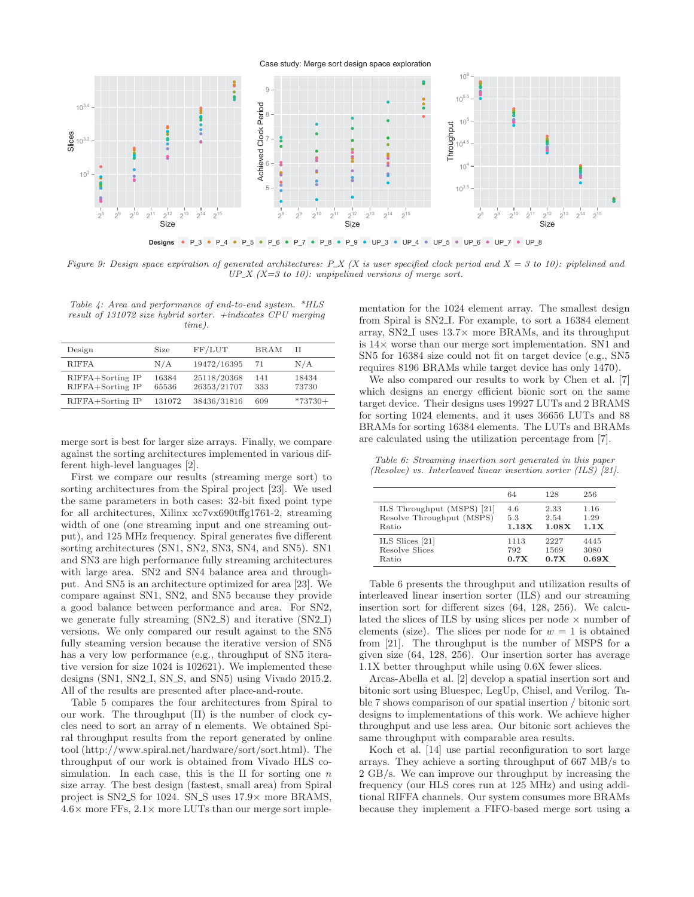Figure 9: Design space expiration of generated architectures: P_X (X is user specified clock period and X = 3 to 10): piplelined and UP_X (X=3 to 10): unpipelined versions of merge sort.

Table 4: Area and performance of end-to-end system. *HLS result of 131072 size hybrid sorter. +indicates CPU merging time).

| Design | Size | FF/LUT | BRAM | II |
|---|---|---|---|---|
| RIFFA | N/A | 19472/16395 | 71 | N/A |
| RIFFA+Sorting IP | 16384 | 25118/20368 | 141 | 18434 |
| RIFFA+Sorting IP | 65536 | 26353/21707 | 333 | 73730 |
| RIFFA+Sorting IP | 131072 | 38436/31816 | 609 | *73730+ |

merge sort is best for larger size arrays. Finally, we compare against the sorting architectures implemented in various different high-level languages [2].

First we compare our results (streaming merge sort) to sorting architectures from the Spiral project [23]. We used the same parameters in both cases: 32-bit fixed point type for all architectures, Xilinx xc7vx690tffg1761-2, streaming width of one (one streaming input and one streaming output), and 125 MHz frequency. Spiral generates five different sorting architectures (SN1, SN2, SN3, SN4, and SN5). SN1 and SN3 are high performance fully streaming architectures with large area. SN2 and SN4 balance area and throughput. And SN5 is an architecture optimized for area [23]. We compare against SN1, SN2, and SN5 because they provide a good balance between performance and area. For SN2, we generate fully streaming (SN2_S) and iterative (SN2_I) versions. We only compared our result against to the SN5 fully steaming version because the iterative version of SN5 has a very low performance (e.g., throughput of SN5 iterative version for size 1024 is 102621). We implemented these designs (SN1, SN2_I, SN_S, and SN5) using Vivado 2015.2. All of the results are presented after place-and-route.

Table 5 compares the four architectures from Spiral to our work. The throughput (II) is the number of clock cycles need to sort an array of n elements. We obtained Spiral throughput results from the report generated by online tool (http://www.spiral.net/hardware/sort/sort.html). The throughput of our work is obtained from Vivado HLS co-simulation. In each case, this is the II for sorting one $n$ size array. The best design (fastest, small area) from Spiral project is SN2_S for 1024. SN_S uses 17.9× more BRAMS, 4.6× more FFs, 2.1× more LUTs than our merge sort implementation for the 1024 element array. The smallest design from Spiral is SN2_I. For example, to sort a 16384 element array, SN2_I uses 13.7× more BRAMs, and its throughput is 14× worse than our merge sort implementation. SN1 and SN5 for 16384 size could not fit on target device (e.g., SN5 requires 8196 BRAMs while target device has only 1470).

We also compared our results to work by Chen et al. [7] which designs an energy efficient bionic sort on the same target device. Their designs uses 19927 LUTs and 2 BRAMS for sorting 1024 elements, and it uses 36656 LUTs and 88 BRAMs for sorting 16384 elements. The LUTs and BRAMs are calculated using the utilization percentage from [7].

Table 6: Streaming insertion sort generated in this paper (Resolve) vs. Interleaved linear insertion sorter (ILS) [21].

| | 64 | 128 | 256 |
|---|---|---|---|
| ILS Throughput (MSPS) [21] | 4.6 | 2.33 | 1.16 |
| Resolve Throughput (MSPS) | 5.3 | 2.54 | 1.29 |
| Ratio | **1.13X** | **1.08X** | **1.1X** |
| ILS Slices [21] | 1113 | 2227 | 4445 |
| Resolve Slices | 792 | 1569 | 3080 |
| Ratio | **0.7X** | **0.7X** | **0.69X** |

Table 6 presents the throughput and utilization results of interleaved linear insertion sorter (ILS) and our streaming insertion sort for different sizes (64, 128, 256). We calculated the slices of ILS by using slices per node × number of elements (size). The slices per node for $w = 1$ is obtained from [21]. The throughput is the number of MSPS for a given size (64, 128, 256). Our insertion sorter has average 1.1X better throughput while using 0.6X fewer slices.

Arcas-Abella et al. [2] develop a spatial insertion sort and bitonic sort using Bluespec, LegUp, Chisel, and Verilog. Table 7 shows comparison of our spatial insertion / bitonic sort designs to implementations of this work. We achieve higher throughput and use less area. Our bitonic sort achieves the same throughput with comparable area results.

Koch et al. [14] use partial reconfiguration to sort large arrays. They achieve a sorting throughput of 667 MB/s to 2 GB/s. We can improve our throughput by increasing the frequency (our HLS cores run at 125 MHz) and using additional RIFFA channels. Our system consumes more BRAMs because they implement a FIFO-based merge sort using a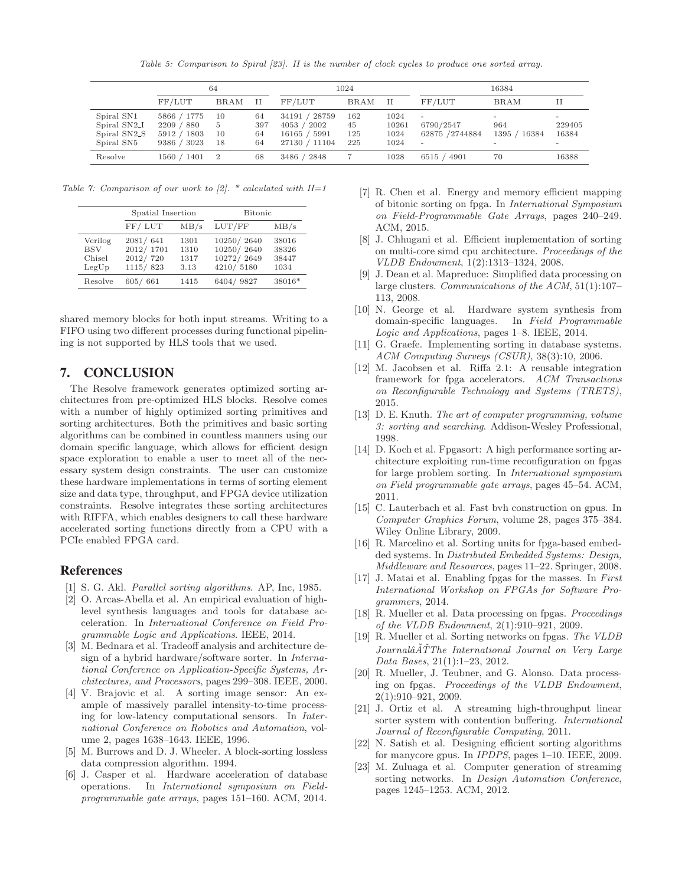Table 5: Comparison to Spiral [23]. II is the number of clock cycles to produce one sorted array.

| | 64 | | | 1024 | | | 16384 | | |
|---|---|---|---|---|---|---|---|---|---|
| | FF/LUT | BRAM | II | FF/LUT | BRAM | II | FF/LUT | BRAM | II |
| Spiral SN1 | 5866 / 1775 | 10 | 64 | 34191 / 28759 | 162 | 1024 | - | - | - |
| Spiral SN2_I | 2209 / 880 | 5 | 397 | 4053 / 2002 | 45 | 10261 | 6790/2547 | 964 | 229405 |
| Spiral SN2_S | 5912 / 1803 | 10 | 64 | 16165 / 5991 | 125 | 1024 | 62875 /2744884 | 1395 / 16384 | 16384 |
| Spiral SN5 | 9386 / 3023 | 18 | 64 | 27130 / 11104 | 225 | 1024 | - | - | - |
| Resolve | 1560 / 1401 | 2 | 68 | 3486 / 2848 | 7 | 1028 | 6515 / 4901 | 70 | 16388 |

Table 7: Comparison of our work to [2]. * calculated with II=1

| | Spatial Insertion | | Bitonic | |
|---|---|---|---|---|
| | FF/ LUT | MB/s | LUT/FF | MB/s |
| Verilog | 2081/ 641 | 1301 | 10250/ 2640 | 38016 |
| BSV | 2012/ 1701 | 1310 | 10250/ 2640 | 38326 |
| Chisel | 2012/ 720 | 1317 | 10272/ 2649 | 38447 |
| LegUp | 1115/ 823 | 3.13 | 4210/ 5180 | 1034 |
| Resolve | 605/ 661 | 1415 | 6404/ 9827 | 38016* |

shared memory blocks for both input streams. Writing to a FIFO using two different processes during functional pipelining is not supported by HLS tools that we used.

## 7. CONCLUSION

The Resolve framework generates optimized sorting architectures from pre-optimized HLS blocks. Resolve comes with a number of highly optimized sorting primitives and sorting architectures. Both the primitives and basic sorting algorithms can be combined in countless manners using our domain specific language, which allows for efficient design space exploration to enable a user to meet all of the necessary system design constraints. The user can customize these hardware implementations in terms of sorting element size and data type, throughput, and FPGA device utilization constraints. Resolve integrates these sorting architectures with RIFFA, which enables designers to call these hardware accelerated sorting functions directly from a CPU with a PCIe enabled FPGA card.

## References

[1] S. G. Akl. *Parallel sorting algorithms*. AP, Inc, 1985.

[2] O. Arcas-Abella et al. An empirical evaluation of high-level synthesis languages and tools for database acceleration. In *International Conference on Field Programmable Logic and Applications*. IEEE, 2014.

[3] M. Bednara et al. Tradeoff analysis and architecture design of a hybrid hardware/software sorter. In *International Conference on Application-Specific Systems, Architectures, and Processors*, pages 299–308. IEEE, 2000.

[4] V. Brajovic et al. A sorting image sensor: An example of massively parallel intensity-to-time processing for low-latency computational sensors. In *International Conference on Robotics and Automation*, volume 2, pages 1638–1643. IEEE, 1996.

[5] M. Burrows and D. J. Wheeler. A block-sorting lossless data compression algorithm. 1994.

[6] J. Casper et al. Hardware acceleration of database operations. In *International symposium on Field-programmable gate arrays*, pages 151–160. ACM, 2014.

[7] R. Chen et al. Energy and memory efficient mapping of bitonic sorting on fpga. In *International Symposium on Field-Programmable Gate Arrays*, pages 240–249. ACM, 2015.

[8] J. Chhugani et al. Efficient implementation of sorting on multi-core simd cpu architecture. *Proceedings of the VLDB Endowment*, 1(2):1313–1324, 2008.

[9] J. Dean et al. Mapreduce: Simplified data processing on large clusters. *Communications of the ACM*, 51(1):107–113, 2008.

[10] N. George et al. Hardware system synthesis from domain-specific languages. In *Field Programmable Logic and Applications*, pages 1–8. IEEE, 2014.

[11] G. Graefe. Implementing sorting in database systems. *ACM Computing Surveys (CSUR)*, 38(3):10, 2006.

[12] M. Jacobsen et al. Riffa 2.1: A reusable integration framework for fpga accelerators. *ACM Transactions on Reconfigurable Technology and Systems (TRETS)*, 2015.

[13] D. E. Knuth. *The art of computer programming, volume 3: sorting and searching*. Addison-Wesley Professional, 1998.

[14] D. Koch et al. Fpgasort: A high performance sorting architecture exploiting run-time reconfiguration on fpgas for large problem sorting. In *International symposium on Field programmable gate arrays*, pages 45–54. ACM, 2011.

[15] C. Lauterbach et al. Fast bvh construction on gpus. In *Computer Graphics Forum*, volume 28, pages 375–384. Wiley Online Library, 2009.

[16] R. Marcelino et al. Sorting units for fpga-based embedded systems. In *Distributed Embedded Systems: Design, Middleware and Resources*, pages 11–22. Springer, 2008.

[17] J. Matai et al. Enabling fpgas for the masses. In *First International Workshop on FPGAs for Software Programmers*, 2014.

[18] R. Mueller et al. Data processing on fpgas. *Proceedings of the VLDB Endowment*, 2(1):910–921, 2009.

[19] R. Mueller et al. Sorting networks on fpgas. *The VLDB JournalâĂŤThe International Journal on Very Large Data Bases*, 21(1):1–23, 2012.

[20] R. Mueller, J. Teubner, and G. Alonso. Data processing on fpgas. *Proceedings of the VLDB Endowment*, 2(1):910–921, 2009.

[21] J. Ortiz et al. A streaming high-throughput linear sorter system with contention buffering. *International Journal of Reconfigurable Computing*, 2011.

[22] N. Satish et al. Designing efficient sorting algorithms for manycore gpus. In *IPDPS*, pages 1–10. IEEE, 2009.

[23] M. Zuluaga et al. Computer generation of streaming sorting networks. In *Design Automation Conference*, pages 1245–1253. ACM, 2012.